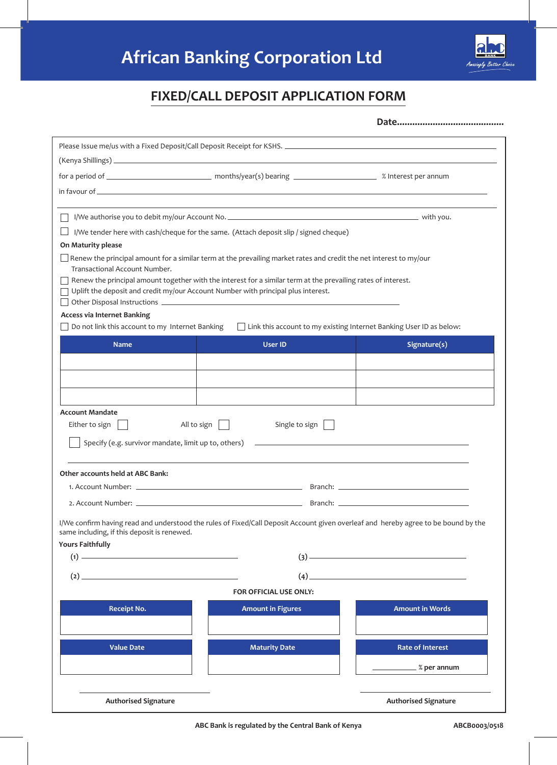# African Banking Corporation Ltd

Amazingly Better Choice

## FIXED/CALL DEPOSIT APPLICATION FORM

**Date.........................................**

Please Issue me/us with a Fixed Deposit/Call Deposit Receipt for KSHS. ____________________

(Kenya Shillings) ____________________

for a period of ____________ months/year(s) bearing ____________ % Interest per annum

in favour of ____________________

☐ I/We authorise you to debit my/our Account No. ____________________ with you.

☐ I/We tender here with cash/cheque for the same. (Attach deposit slip / signed cheque)

**On Maturity please**

☐ Renew the principal amount for a similar term at the prevailing market rates and credit the net interest to my/our Transactional Account Number.

☐ Renew the principal amount together with the interest for a similar term at the prevailing rates of interest.

☐ Uplift the deposit and credit my/our Account Number with principal plus interest.

☐ Other Disposal Instructions ____________________

**Access via Internet Banking**

☐ Do not link this account to my Internet Banking ☐ Link this account to my existing Internet Banking User ID as below:

| Name | User ID | Signature(s) |
|---|---|---|
| | | |
| | | |
| | | |

**Account Mandate**

Either to sign ☐ All to sign ☐ Single to sign ☐

☐ Specify (e.g. survivor mandate, limit up to, others) ____________________

**Other accounts held at ABC Bank:**

1. Account Number: ____________________ Branch: ____________________
2. Account Number: ____________________ Branch: ____________________

I/We confirm having read and understood the rules of Fixed/Call Deposit Account given overleaf and hereby agree to be bound by the same including, if this deposit is renewed.

**Yours Faithfully**

(1) ____________________ (3) ____________________

(2) ____________________ (4) ____________________

**FOR OFFICIAL USE ONLY:**

| Receipt No. | Amount in Figures | Amount in Words |
|---|---|---|
| | | |

| Value Date | Maturity Date | Rate of Interest |
|---|---|---|
| | | ________ % per annum |

____________________ ____________________

**Authorised Signature** **Authorised Signature**

ABC Bank is regulated by the Central Bank of Kenya ABCB0003/0518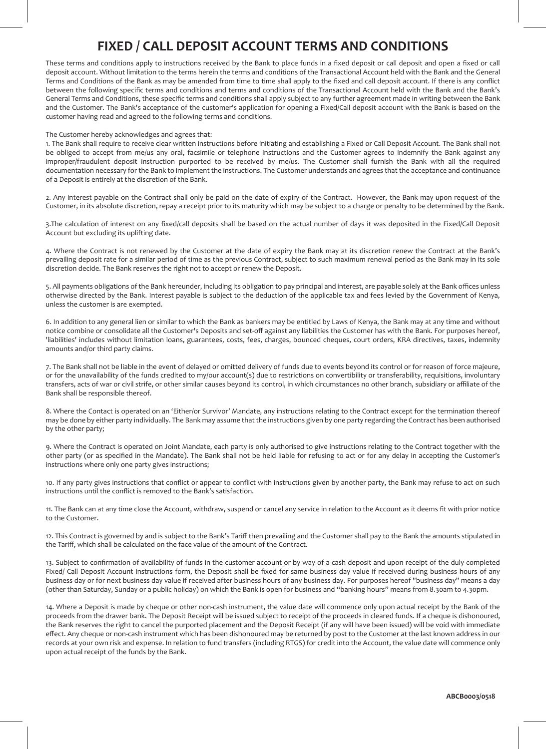# FIXED / CALL DEPOSIT ACCOUNT TERMS AND CONDITIONS

These terms and conditions apply to instructions received by the Bank to place funds in a fixed deposit or call deposit and open a fixed or call deposit account. Without limitation to the terms herein the terms and conditions of the Transactional Account held with the Bank and the General Terms and Conditions of the Bank as may be amended from time to time shall apply to the fixed and call deposit account. If there is any conflict between the following specific terms and conditions and terms and conditions of the Transactional Account held with the Bank and the Bank's General Terms and Conditions, these specific terms and conditions shall apply subject to any further agreement made in writing between the Bank and the Customer. The Bank's acceptance of the customer's application for opening a Fixed/Call deposit account with the Bank is based on the customer having read and agreed to the following terms and conditions.

The Customer hereby acknowledges and agrees that:

1. The Bank shall require to receive clear written instructions before initiating and establishing a Fixed or Call Deposit Account. The Bank shall not be obliged to accept from me/us any oral, facsimile or telephone instructions and the Customer agrees to indemnify the Bank against any improper/fraudulent deposit instruction purported to be received by me/us. The Customer shall furnish the Bank with all the required documentation necessary for the Bank to implement the instructions. The Customer understands and agrees that the acceptance and continuance of a Deposit is entirely at the discretion of the Bank.

2. Any interest payable on the Contract shall only be paid on the date of expiry of the Contract. However, the Bank may upon request of the Customer, in its absolute discretion, repay a receipt prior to its maturity which may be subject to a charge or penalty to be determined by the Bank.

3.The calculation of interest on any fixed/call deposits shall be based on the actual number of days it was deposited in the Fixed/Call Deposit Account but excluding its uplifting date.

4. Where the Contract is not renewed by the Customer at the date of expiry the Bank may at its discretion renew the Contract at the Bank's prevailing deposit rate for a similar period of time as the previous Contract, subject to such maximum renewal period as the Bank may in its sole discretion decide. The Bank reserves the right not to accept or renew the Deposit.

5. All payments obligations of the Bank hereunder, including its obligation to pay principal and interest, are payable solely at the Bank offices unless otherwise directed by the Bank. Interest payable is subject to the deduction of the applicable tax and fees levied by the Government of Kenya, unless the customer is are exempted.

6. In addition to any general lien or similar to which the Bank as bankers may be entitled by Laws of Kenya, the Bank may at any time and without notice combine or consolidate all the Customer's Deposits and set-off against any liabilities the Customer has with the Bank. For purposes hereof, 'liabilities' includes without limitation loans, guarantees, costs, fees, charges, bounced cheques, court orders, KRA directives, taxes, indemnity amounts and/or third party claims.

7. The Bank shall not be liable in the event of delayed or omitted delivery of funds due to events beyond its control or for reason of force majeure, or for the unavailability of the funds credited to my/our account(s) due to restrictions on convertibility or transferability, requisitions, involuntary transfers, acts of war or civil strife, or other similar causes beyond its control, in which circumstances no other branch, subsidiary or affiliate of the Bank shall be responsible thereof.

8. Where the Contact is operated on an 'Either/or Survivor' Mandate, any instructions relating to the Contract except for the termination thereof may be done by either party individually. The Bank may assume that the instructions given by one party regarding the Contract has been authorised by the other party;

9. Where the Contract is operated on Joint Mandate, each party is only authorised to give instructions relating to the Contract together with the other party (or as specified in the Mandate). The Bank shall not be held liable for refusing to act or for any delay in accepting the Customer's instructions where only one party gives instructions;

10. If any party gives instructions that conflict or appear to conflict with instructions given by another party, the Bank may refuse to act on such instructions until the conflict is removed to the Bank's satisfaction.

11. The Bank can at any time close the Account, withdraw, suspend or cancel any service in relation to the Account as it deems fit with prior notice to the Customer.

12. This Contract is governed by and is subject to the Bank's Tariff then prevailing and the Customer shall pay to the Bank the amounts stipulated in the Tariff, which shall be calculated on the face value of the amount of the Contract.

13. Subject to confirmation of availability of funds in the customer account or by way of a cash deposit and upon receipt of the duly completed Fixed/ Call Deposit Account instructions form, the Deposit shall be fixed for same business day value if received during business hours of any business day or for next business day value if received after business hours of any business day. For purposes hereof "business day" means a day (other than Saturday, Sunday or a public holiday) on which the Bank is open for business and "banking hours" means from 8.30am to 4.30pm.

14. Where a Deposit is made by cheque or other non-cash instrument, the value date will commence only upon actual receipt by the Bank of the proceeds from the drawer bank. The Deposit Receipt will be issued subject to receipt of the proceeds in cleared funds. If a cheque is dishonoured, the Bank reserves the right to cancel the purported placement and the Deposit Receipt (if any will have been issued) will be void with immediate effect. Any cheque or non-cash instrument which has been dishonoured may be returned by post to the Customer at the last known address in our records at your own risk and expense. In relation to fund transfers (including RTGS) for credit into the Account, the value date will commence only upon actual receipt of the funds by the Bank.

ABCB0003/0518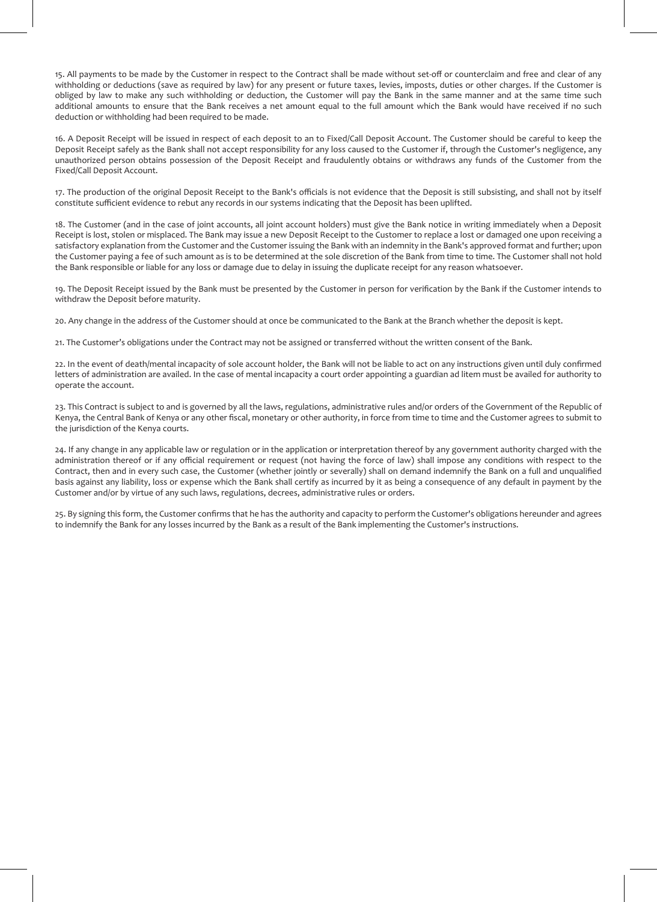15. All payments to be made by the Customer in respect to the Contract shall be made without set-off or counterclaim and free and clear of any withholding or deductions (save as required by law) for any present or future taxes, levies, imposts, duties or other charges. If the Customer is obliged by law to make any such withholding or deduction, the Customer will pay the Bank in the same manner and at the same time such additional amounts to ensure that the Bank receives a net amount equal to the full amount which the Bank would have received if no such deduction or withholding had been required to be made.

16. A Deposit Receipt will be issued in respect of each deposit to an to Fixed/Call Deposit Account. The Customer should be careful to keep the Deposit Receipt safely as the Bank shall not accept responsibility for any loss caused to the Customer if, through the Customer's negligence, any unauthorized person obtains possession of the Deposit Receipt and fraudulently obtains or withdraws any funds of the Customer from the Fixed/Call Deposit Account.

17. The production of the original Deposit Receipt to the Bank's officials is not evidence that the Deposit is still subsisting, and shall not by itself constitute sufficient evidence to rebut any records in our systems indicating that the Deposit has been uplifted.

18. The Customer (and in the case of joint accounts, all joint account holders) must give the Bank notice in writing immediately when a Deposit Receipt is lost, stolen or misplaced. The Bank may issue a new Deposit Receipt to the Customer to replace a lost or damaged one upon receiving a satisfactory explanation from the Customer and the Customer issuing the Bank with an indemnity in the Bank's approved format and further; upon the Customer paying a fee of such amount as is to be determined at the sole discretion of the Bank from time to time. The Customer shall not hold the Bank responsible or liable for any loss or damage due to delay in issuing the duplicate receipt for any reason whatsoever.

19. The Deposit Receipt issued by the Bank must be presented by the Customer in person for verification by the Bank if the Customer intends to withdraw the Deposit before maturity.

20. Any change in the address of the Customer should at once be communicated to the Bank at the Branch whether the deposit is kept.

21. The Customer's obligations under the Contract may not be assigned or transferred without the written consent of the Bank.

22. In the event of death/mental incapacity of sole account holder, the Bank will not be liable to act on any instructions given until duly confirmed letters of administration are availed. In the case of mental incapacity a court order appointing a guardian ad litem must be availed for authority to operate the account.

23. This Contract is subject to and is governed by all the laws, regulations, administrative rules and/or orders of the Government of the Republic of Kenya, the Central Bank of Kenya or any other fiscal, monetary or other authority, in force from time to time and the Customer agrees to submit to the jurisdiction of the Kenya courts.

24. If any change in any applicable law or regulation or in the application or interpretation thereof by any government authority charged with the administration thereof or if any official requirement or request (not having the force of law) shall impose any conditions with respect to the Contract, then and in every such case, the Customer (whether jointly or severally) shall on demand indemnify the Bank on a full and unqualified basis against any liability, loss or expense which the Bank shall certify as incurred by it as being a consequence of any default in payment by the Customer and/or by virtue of any such laws, regulations, decrees, administrative rules or orders.

25. By signing this form, the Customer confirms that he has the authority and capacity to perform the Customer's obligations hereunder and agrees to indemnify the Bank for any losses incurred by the Bank as a result of the Bank implementing the Customer's instructions.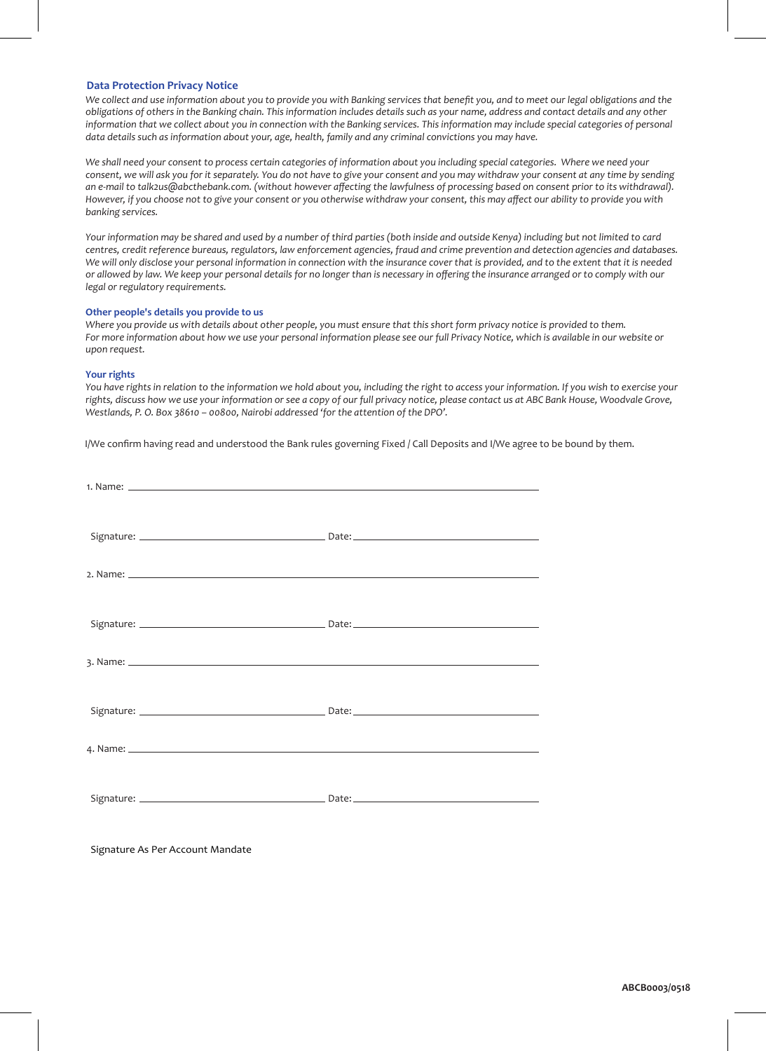## Data Protection Privacy Notice

*We collect and use information about you to provide you with Banking services that benefit you, and to meet our legal obligations and the obligations of others in the Banking chain. This information includes details such as your name, address and contact details and any other information that we collect about you in connection with the Banking services. This information may include special categories of personal data details such as information about your, age, health, family and any criminal convictions you may have.*

*We shall need your consent to process certain categories of information about you including special categories. Where we need your consent, we will ask you for it separately. You do not have to give your consent and you may withdraw your consent at any time by sending an e-mail to talk2us@abcthebank.com. (without however affecting the lawfulness of processing based on consent prior to its withdrawal). However, if you choose not to give your consent or you otherwise withdraw your consent, this may affect our ability to provide you with banking services.*

*Your information may be shared and used by a number of third parties (both inside and outside Kenya) including but not limited to card centres, credit reference bureaus, regulators, law enforcement agencies, fraud and crime prevention and detection agencies and databases. We will only disclose your personal information in connection with the insurance cover that is provided, and to the extent that it is needed or allowed by law. We keep your personal details for no longer than is necessary in offering the insurance arranged or to comply with our legal or regulatory requirements.*

### Other people's details you provide to us

*Where you provide us with details about other people, you must ensure that this short form privacy notice is provided to them. For more information about how we use your personal information please see our full Privacy Notice, which is available in our website or upon request.*

### Your rights

*You have rights in relation to the information we hold about you, including the right to access your information. If you wish to exercise your rights, discuss how we use your information or see a copy of our full privacy notice, please contact us at ABC Bank House, Woodvale Grove, Westlands, P. O. Box 38610 – 00800, Nairobi addressed 'for the attention of the DPO'.*

I/We confirm having read and understood the Bank rules governing Fixed / Call Deposits and I/We agree to be bound by them.

1. Name: ______________________________

Signature: ______________________ Date: ______________________

2. Name: ______________________________

Signature: ______________________ Date: ______________________

3. Name: ______________________________

Signature: ______________________ Date: ______________________

4. Name: ______________________________

Signature: ______________________ Date: ______________________

Signature As Per Account Mandate

ABCB0003/0518